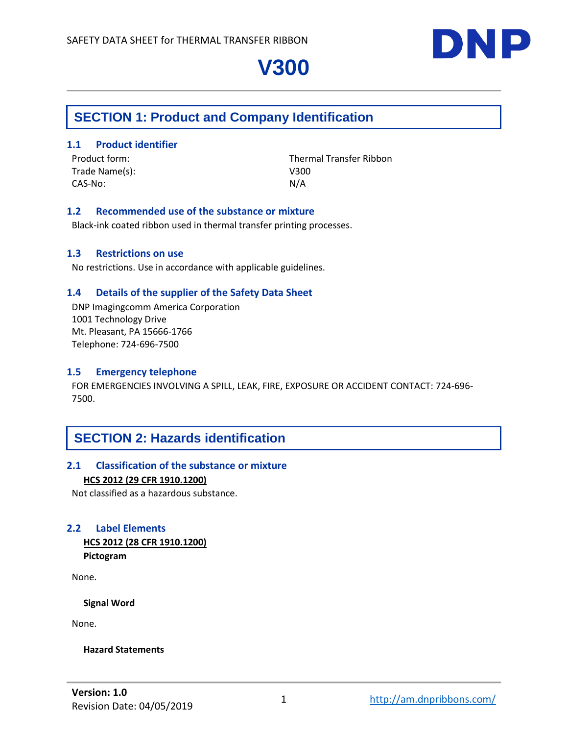SAFETY DATA SHEET for THERMAL TRANSFER RIBBON

DNP

# V300

## SECTION 1: Product and Company Identification

### 1.1 Product identifier

| | |
|---|---|
| Product form: | Thermal Transfer Ribbon |
| Trade Name(s): | V300 |
| CAS-No: | N/A |

### 1.2 Recommended use of the substance or mixture

Black-ink coated ribbon used in thermal transfer printing processes.

### 1.3 Restrictions on use

No restrictions. Use in accordance with applicable guidelines.

### 1.4 Details of the supplier of the Safety Data Sheet

DNP Imagingcomm America Corporation
1001 Technology Drive
Mt. Pleasant, PA 15666-1766
Telephone: 724-696-7500

### 1.5 Emergency telephone

FOR EMERGENCIES INVOLVING A SPILL, LEAK, FIRE, EXPOSURE OR ACCIDENT CONTACT: 724-696-7500.

## SECTION 2: Hazards identification

### 2.1 Classification of the substance or mixture

**HCS 2012 (29 CFR 1910.1200)**

Not classified as a hazardous substance.

### 2.2 Label Elements

**HCS 2012 (28 CFR 1910.1200)**

**Pictogram**

None.

**Signal Word**

None.

**Hazard Statements**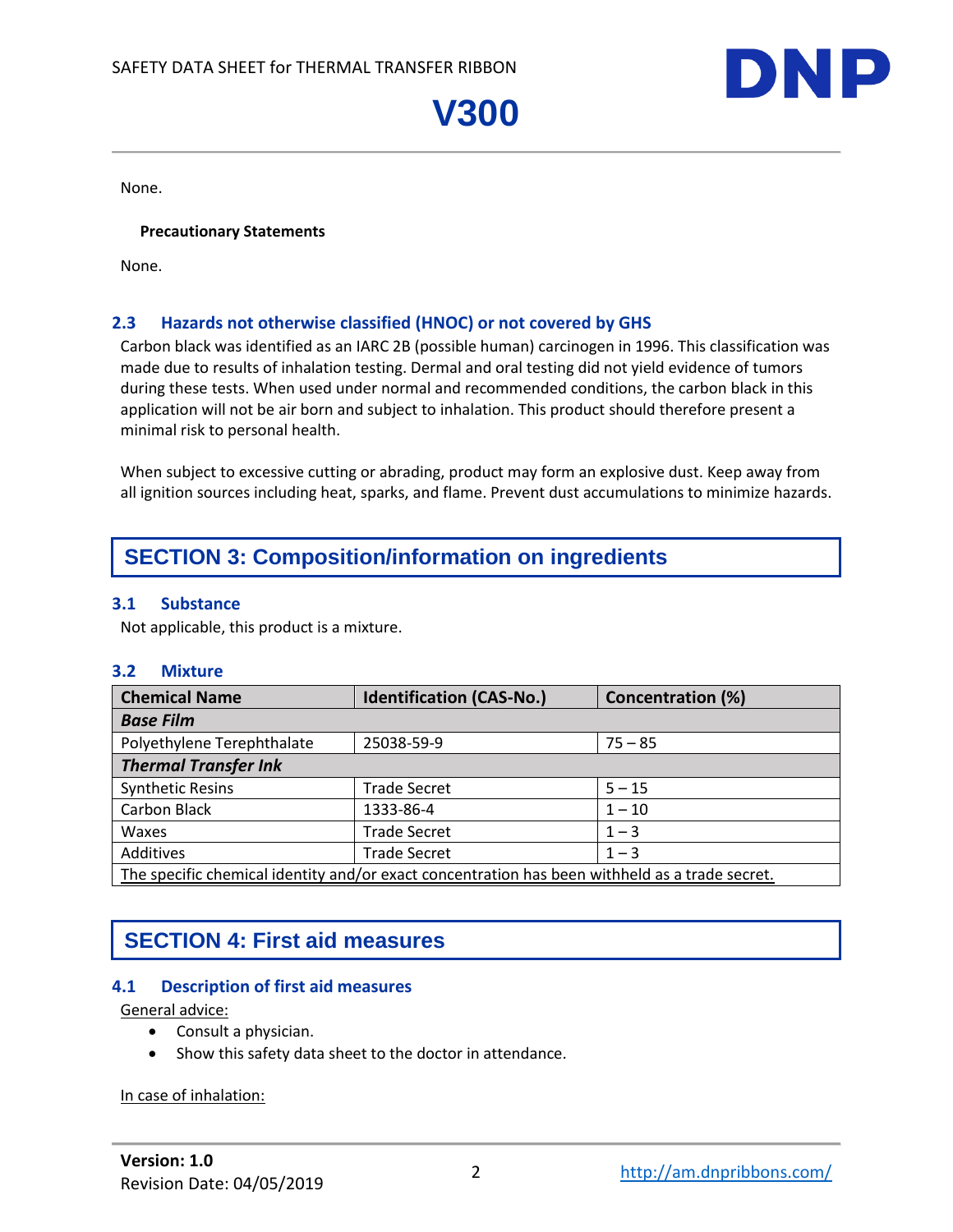None.

**Precautionary Statements**

None.

### 2.3 Hazards not otherwise classified (HNOC) or not covered by GHS

Carbon black was identified as an IARC 2B (possible human) carcinogen in 1996. This classification was made due to results of inhalation testing. Dermal and oral testing did not yield evidence of tumors during these tests. When used under normal and recommended conditions, the carbon black in this application will not be air born and subject to inhalation. This product should therefore present a minimal risk to personal health.

When subject to excessive cutting or abrading, product may form an explosive dust. Keep away from all ignition sources including heat, sparks, and flame. Prevent dust accumulations to minimize hazards.

## SECTION 3: Composition/information on ingredients

### 3.1 Substance

Not applicable, this product is a mixture.

### 3.2 Mixture

| Chemical Name | Identification (CAS-No.) | Concentration (%) |
|---|---|---|
| ***Base Film*** | | |
| Polyethylene Terephthalate | 25038-59-9 | 75 – 85 |
| ***Thermal Transfer Ink*** | | |
| Synthetic Resins | Trade Secret | 5 – 15 |
| Carbon Black | 1333-86-4 | 1 – 10 |
| Waxes | Trade Secret | 1 – 3 |
| Additives | Trade Secret | 1 – 3 |
| The specific chemical identity and/or exact concentration has been withheld as a trade secret. | | |

## SECTION 4: First aid measures

### 4.1 Description of first aid measures

General advice:

- Consult a physician.
- Show this safety data sheet to the doctor in attendance.

In case of inhalation: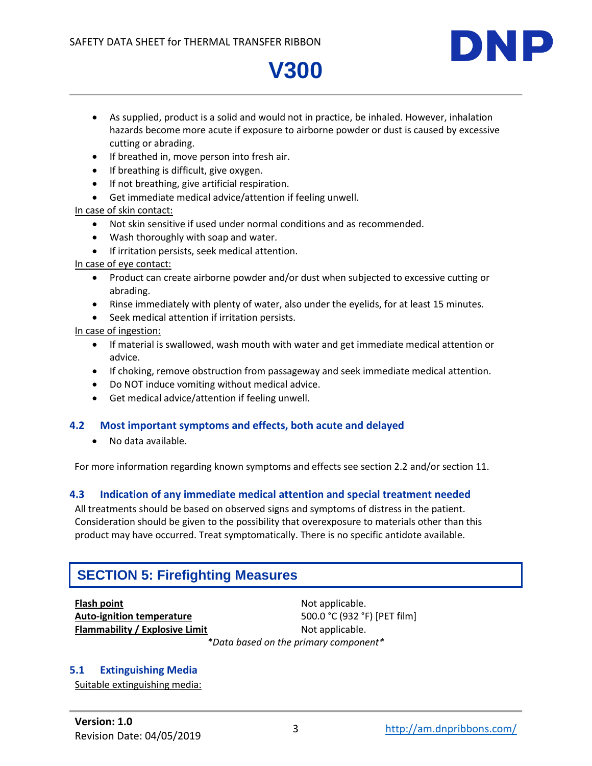- As supplied, product is a solid and would not in practice, be inhaled. However, inhalation hazards become more acute if exposure to airborne powder or dust is caused by excessive cutting or abrading.
- If breathed in, move person into fresh air.
- If breathing is difficult, give oxygen.
- If not breathing, give artificial respiration.
- Get immediate medical advice/attention if feeling unwell.

In case of skin contact:

- Not skin sensitive if used under normal conditions and as recommended.
- Wash thoroughly with soap and water.
- If irritation persists, seek medical attention.

In case of eye contact:

- Product can create airborne powder and/or dust when subjected to excessive cutting or abrading.
- Rinse immediately with plenty of water, also under the eyelids, for at least 15 minutes.
- Seek medical attention if irritation persists.

In case of ingestion:

- If material is swallowed, wash mouth with water and get immediate medical attention or advice.
- If choking, remove obstruction from passageway and seek immediate medical attention.
- Do NOT induce vomiting without medical advice.
- Get medical advice/attention if feeling unwell.

### 4.2 Most important symptoms and effects, both acute and delayed

- No data available.

For more information regarding known symptoms and effects see section 2.2 and/or section 11.

### 4.3 Indication of any immediate medical attention and special treatment needed

All treatments should be based on observed signs and symptoms of distress in the patient. Consideration should be given to the possibility that overexposure to materials other than this product may have occurred. Treat symptomatically. There is no specific antidote available.

## SECTION 5: Firefighting Measures

| | |
|---|---|
| **Flash point** | Not applicable. |
| **Auto-ignition temperature** | 500.0 °C (932 °F) [PET film] |
| **Flammability / Explosive Limit** | Not applicable. |

*\*Data based on the primary component\**

### 5.1 Extinguishing Media

Suitable extinguishing media: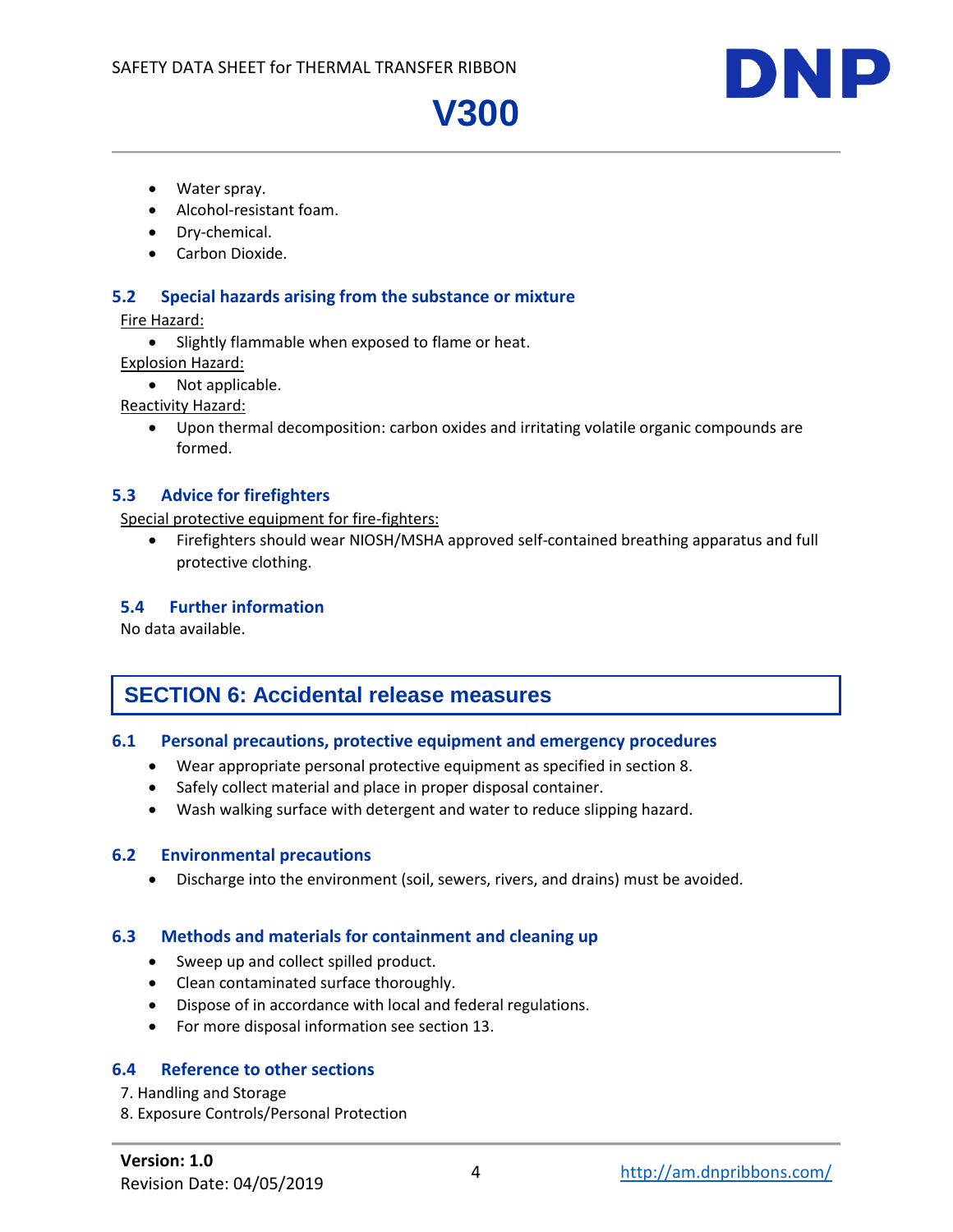- Water spray.
- Alcohol-resistant foam.
- Dry-chemical.
- Carbon Dioxide.

### 5.2 Special hazards arising from the substance or mixture

Fire Hazard:

- Slightly flammable when exposed to flame or heat.

Explosion Hazard:

- Not applicable.

Reactivity Hazard:

- Upon thermal decomposition: carbon oxides and irritating volatile organic compounds are formed.

### 5.3 Advice for firefighters

Special protective equipment for fire-fighters:

- Firefighters should wear NIOSH/MSHA approved self-contained breathing apparatus and full protective clothing.

### 5.4 Further information

No data available.

## SECTION 6: Accidental release measures

### 6.1 Personal precautions, protective equipment and emergency procedures

- Wear appropriate personal protective equipment as specified in section 8.
- Safely collect material and place in proper disposal container.
- Wash walking surface with detergent and water to reduce slipping hazard.

### 6.2 Environmental precautions

- Discharge into the environment (soil, sewers, rivers, and drains) must be avoided.

### 6.3 Methods and materials for containment and cleaning up

- Sweep up and collect spilled product.
- Clean contaminated surface thoroughly.
- Dispose of in accordance with local and federal regulations.
- For more disposal information see section 13.

### 6.4 Reference to other sections

7. Handling and Storage
8. Exposure Controls/Personal Protection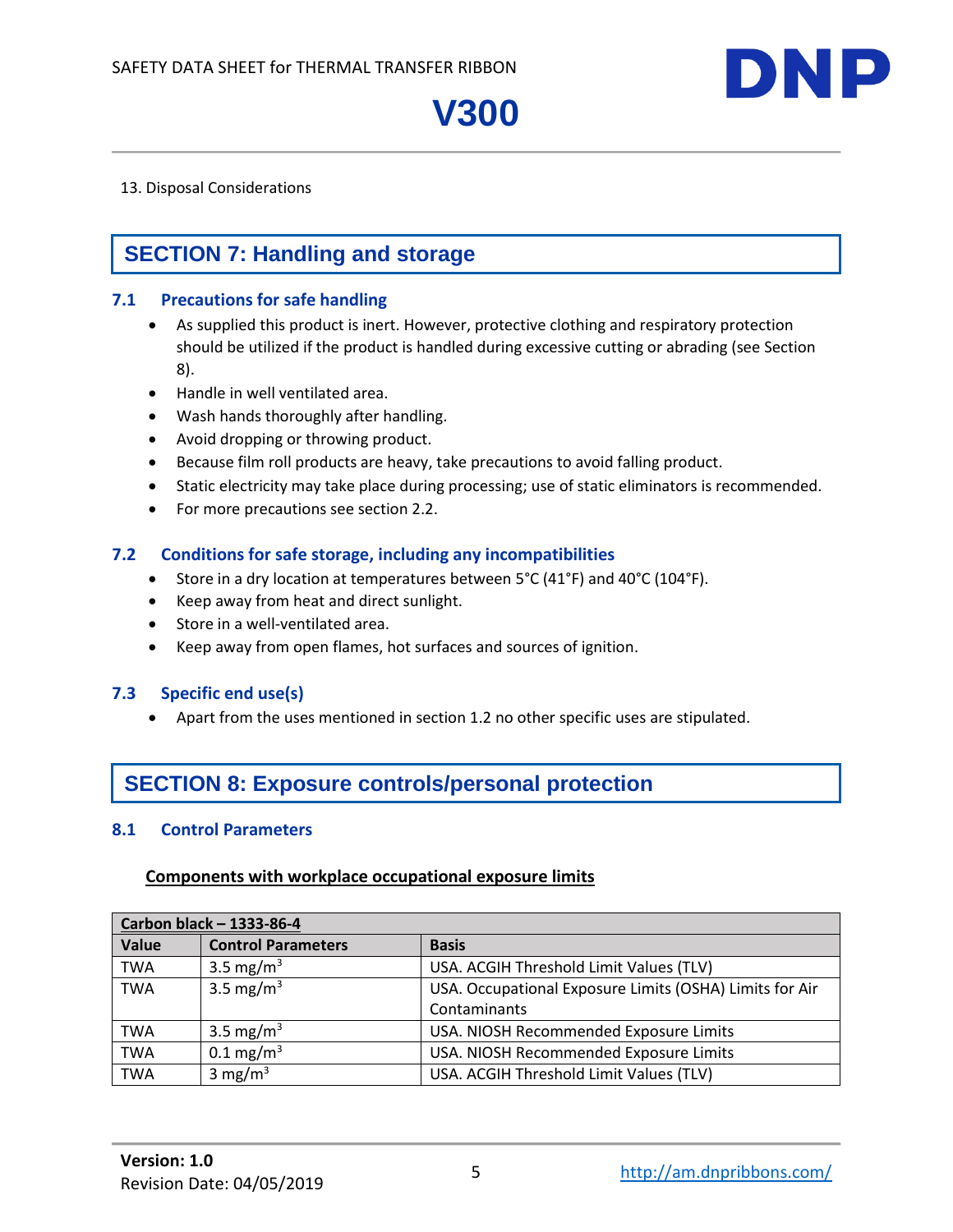13. Disposal Considerations

## SECTION 7: Handling and storage

### 7.1 Precautions for safe handling

- As supplied this product is inert. However, protective clothing and respiratory protection should be utilized if the product is handled during excessive cutting or abrading (see Section 8).
- Handle in well ventilated area.
- Wash hands thoroughly after handling.
- Avoid dropping or throwing product.
- Because film roll products are heavy, take precautions to avoid falling product.
- Static electricity may take place during processing; use of static eliminators is recommended.
- For more precautions see section 2.2.

### 7.2 Conditions for safe storage, including any incompatibilities

- Store in a dry location at temperatures between 5°C (41°F) and 40°C (104°F).
- Keep away from heat and direct sunlight.
- Store in a well-ventilated area.
- Keep away from open flames, hot surfaces and sources of ignition.

### 7.3 Specific end use(s)

- Apart from the uses mentioned in section 1.2 no other specific uses are stipulated.

## SECTION 8: Exposure controls/personal protection

### 8.1 Control Parameters

**Components with workplace occupational exposure limits**

| Carbon black – 1333-86-4 | | |
|---|---|---|
| **Value** | **Control Parameters** | **Basis** |
| TWA | 3.5 $mg/m^3$ | USA. ACGIH Threshold Limit Values (TLV) |
| TWA | 3.5 $mg/m^3$ | USA. Occupational Exposure Limits (OSHA) Limits for Air Contaminants |
| TWA | 3.5 $mg/m^3$ | USA. NIOSH Recommended Exposure Limits |
| TWA | 0.1 $mg/m^3$ | USA. NIOSH Recommended Exposure Limits |
| TWA | 3 $mg/m^3$ | USA. ACGIH Threshold Limit Values (TLV) |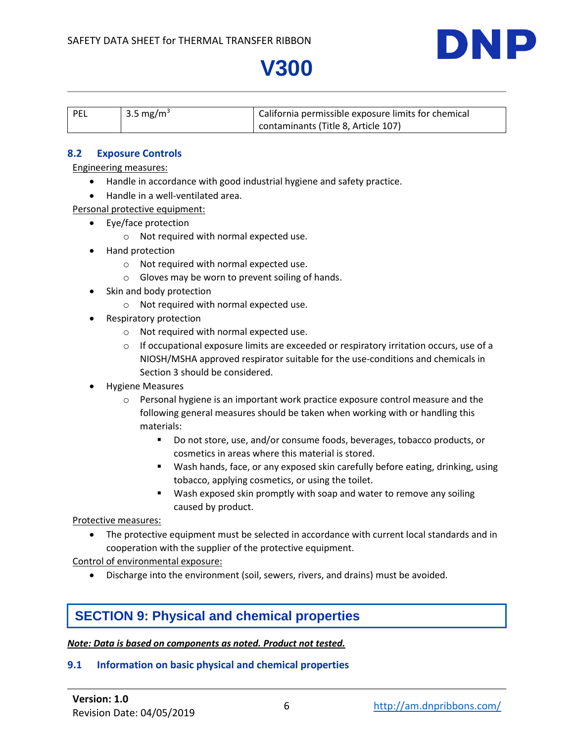| PEL | 3.5 mg/m$^3$ | California permissible exposure limits for chemical contaminants (Title 8, Article 107) |
|---|---|---|

### 8.2 Exposure Controls

Engineering measures:

- Handle in accordance with good industrial hygiene and safety practice.
- Handle in a well-ventilated area.

Personal protective equipment:

- Eye/face protection
  - Not required with normal expected use.
- Hand protection
  - Not required with normal expected use.
  - Gloves may be worn to prevent soiling of hands.
- Skin and body protection
  - Not required with normal expected use.
- Respiratory protection
  - Not required with normal expected use.
  - If occupational exposure limits are exceeded or respiratory irritation occurs, use of a NIOSH/MSHA approved respirator suitable for the use-conditions and chemicals in Section 3 should be considered.
- Hygiene Measures
  - Personal hygiene is an important work practice exposure control measure and the following general measures should be taken when working with or handling this materials:
    - Do not store, use, and/or consume foods, beverages, tobacco products, or cosmetics in areas where this material is stored.
    - Wash hands, face, or any exposed skin carefully before eating, drinking, using tobacco, applying cosmetics, or using the toilet.
    - Wash exposed skin promptly with soap and water to remove any soiling caused by product.

Protective measures:

- The protective equipment must be selected in accordance with current local standards and in cooperation with the supplier of the protective equipment.

Control of environmental exposure:

- Discharge into the environment (soil, sewers, rivers, and drains) must be avoided.

## SECTION 9: Physical and chemical properties

***Note: Data is based on components as noted. Product not tested.***

### 9.1 Information on basic physical and chemical properties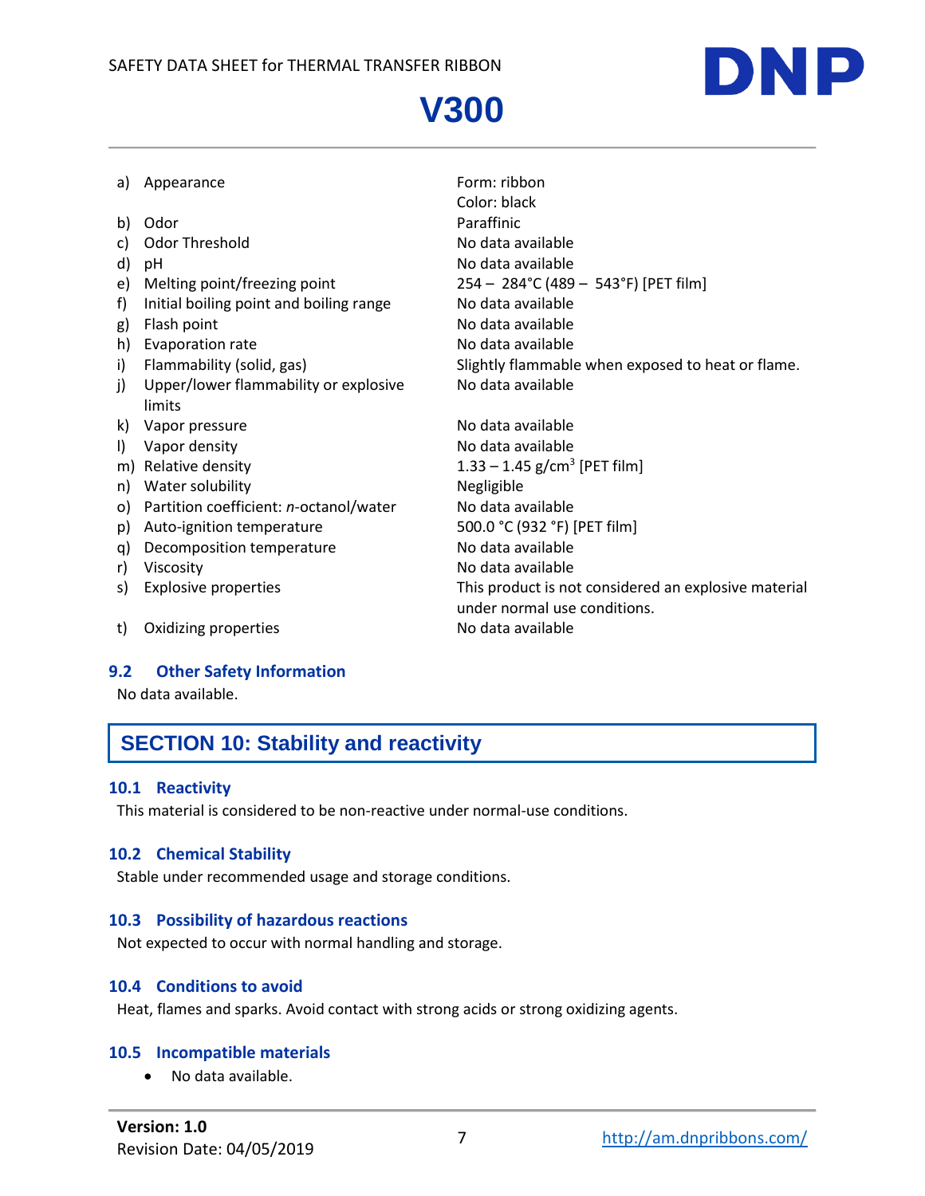| | |
|---|---|
| a) Appearance | Form: ribbon<br>Color: black |
| b) Odor | Paraffinic |
| c) Odor Threshold | No data available |
| d) pH | No data available |
| e) Melting point/freezing point | 254 – 284°C (489 – 543°F) [PET film] |
| f) Initial boiling point and boiling range | No data available |
| g) Flash point | No data available |
| h) Evaporation rate | No data available |
| i) Flammability (solid, gas) | Slightly flammable when exposed to heat or flame. |
| j) Upper/lower flammability or explosive limits | No data available |
| k) Vapor pressure | No data available |
| l) Vapor density | No data available |
| m) Relative density | 1.33 – 1.45 g/cm$^3$ [PET film] |
| n) Water solubility | Negligible |
| o) Partition coefficient: *n*-octanol/water | No data available |
| p) Auto-ignition temperature | 500.0 °C (932 °F) [PET film] |
| q) Decomposition temperature | No data available |
| r) Viscosity | No data available |
| s) Explosive properties | This product is not considered an explosive material under normal use conditions. |
| t) Oxidizing properties | No data available |

### 9.2 Other Safety Information

No data available.

## SECTION 10: Stability and reactivity

### 10.1 Reactivity

This material is considered to be non-reactive under normal-use conditions.

### 10.2 Chemical Stability

Stable under recommended usage and storage conditions.

### 10.3 Possibility of hazardous reactions

Not expected to occur with normal handling and storage.

### 10.4 Conditions to avoid

Heat, flames and sparks. Avoid contact with strong acids or strong oxidizing agents.

### 10.5 Incompatible materials

- No data available.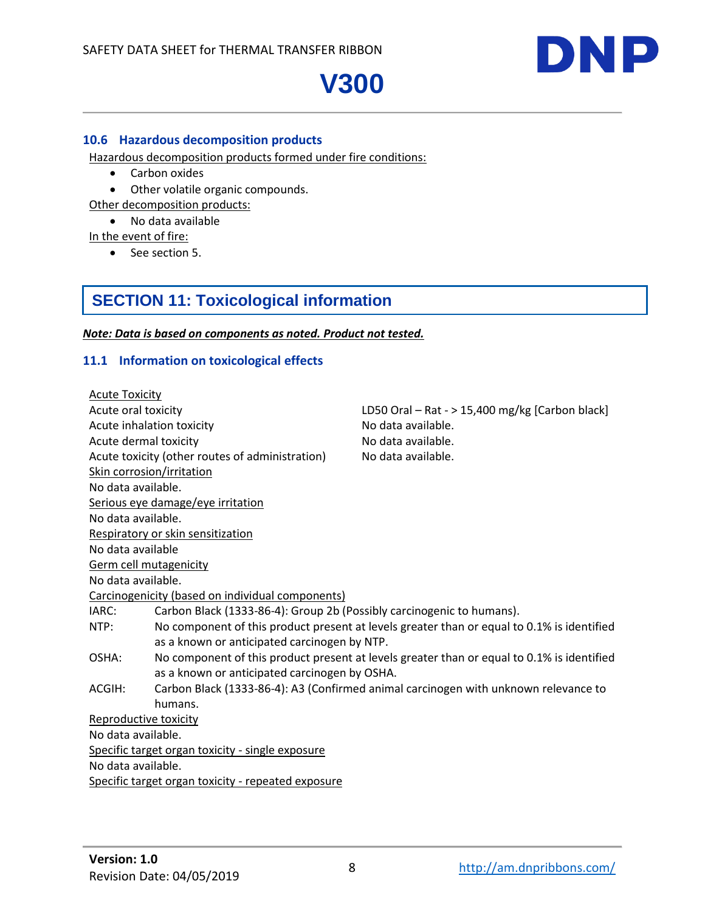### 10.6 Hazardous decomposition products

Hazardous decomposition products formed under fire conditions:

- Carbon oxides
- Other volatile organic compounds.

Other decomposition products:

- No data available

In the event of fire:

- See section 5.

## SECTION 11: Toxicological information

***Note: Data is based on components as noted. Product not tested.***

### 11.1 Information on toxicological effects

Acute Toxicity

| | |
|---|---|
| Acute oral toxicity | LD50 Oral – Rat - > 15,400 mg/kg [Carbon black] |
| Acute inhalation toxicity | No data available. |
| Acute dermal toxicity | No data available. |
| Acute toxicity (other routes of administration) | No data available. |

Skin corrosion/irritation

No data available.

Serious eye damage/eye irritation

No data available.

Respiratory or skin sensitization

No data available

Germ cell mutagenicity

No data available.

Carcinogenicity (based on individual components)

| | |
|---|---|
| IARC: | Carbon Black (1333-86-4): Group 2b (Possibly carcinogenic to humans). |
| NTP: | No component of this product present at levels greater than or equal to 0.1% is identified as a known or anticipated carcinogen by NTP. |
| OSHA: | No component of this product present at levels greater than or equal to 0.1% is identified as a known or anticipated carcinogen by OSHA. |
| ACGIH: | Carbon Black (1333-86-4): A3 (Confirmed animal carcinogen with unknown relevance to humans. |

Reproductive toxicity

No data available.

Specific target organ toxicity - single exposure

No data available.

Specific target organ toxicity - repeated exposure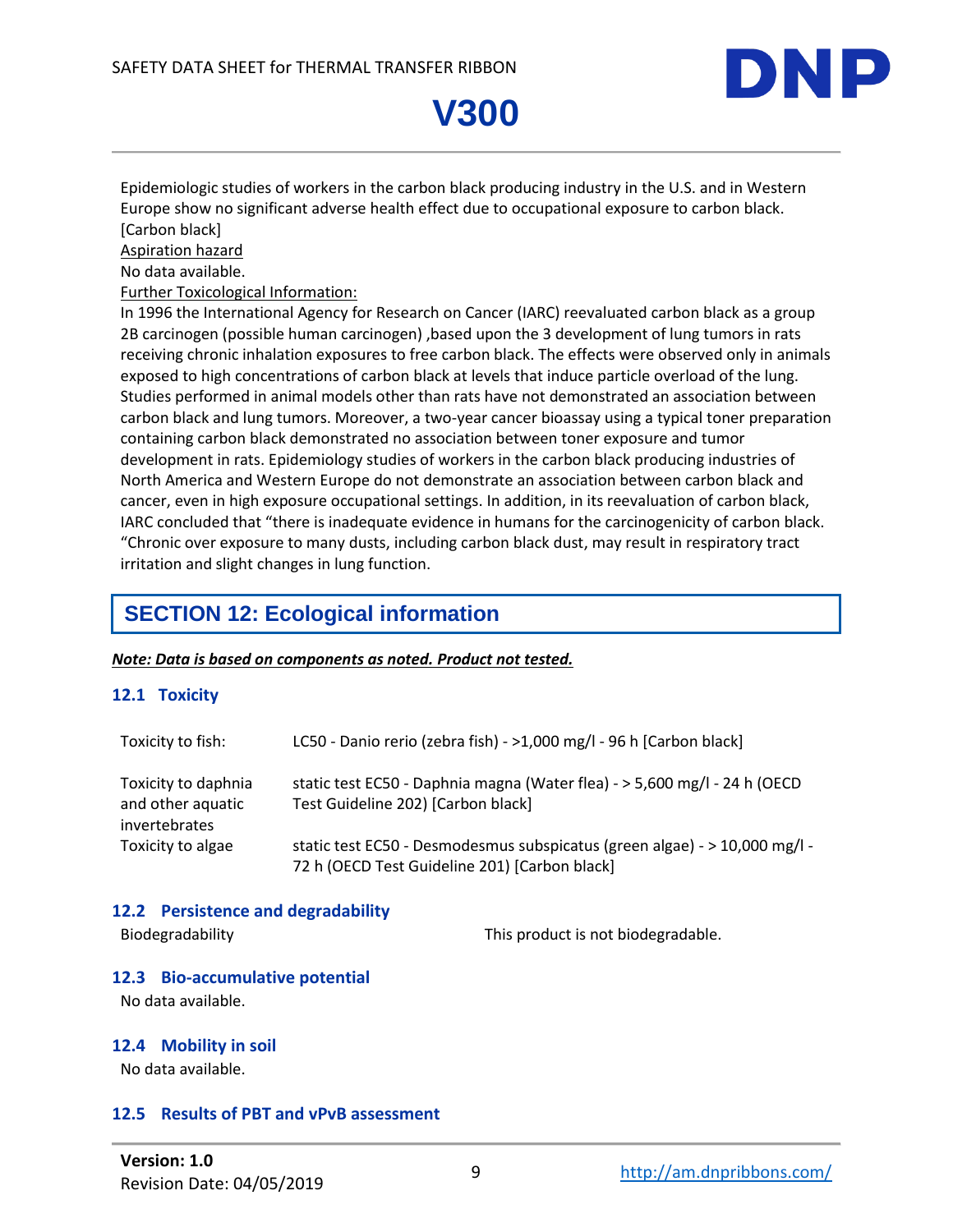Epidemiologic studies of workers in the carbon black producing industry in the U.S. and in Western Europe show no significant adverse health effect due to occupational exposure to carbon black. [Carbon black]

Aspiration hazard

No data available.

Further Toxicological Information:

In 1996 the International Agency for Research on Cancer (IARC) reevaluated carbon black as a group 2B carcinogen (possible human carcinogen) ,based upon the 3 development of lung tumors in rats receiving chronic inhalation exposures to free carbon black. The effects were observed only in animals exposed to high concentrations of carbon black at levels that induce particle overload of the lung. Studies performed in animal models other than rats have not demonstrated an association between carbon black and lung tumors. Moreover, a two-year cancer bioassay using a typical toner preparation containing carbon black demonstrated no association between toner exposure and tumor development in rats. Epidemiology studies of workers in the carbon black producing industries of North America and Western Europe do not demonstrate an association between carbon black and cancer, even in high exposure occupational settings. In addition, in its reevaluation of carbon black, IARC concluded that "there is inadequate evidence in humans for the carcinogenicity of carbon black. "Chronic over exposure to many dusts, including carbon black dust, may result in respiratory tract irritation and slight changes in lung function.

## SECTION 12: Ecological information

***Note: Data is based on components as noted. Product not tested.***

### 12.1 Toxicity

| | |
|---|---|
| Toxicity to fish: | LC50 - Danio rerio (zebra fish) - >1,000 mg/l - 96 h [Carbon black] |
| Toxicity to daphnia and other aquatic invertebrates | static test EC50 - Daphnia magna (Water flea) - > 5,600 mg/l - 24 h (OECD Test Guideline 202) [Carbon black] |
| Toxicity to algae | static test EC50 - Desmodesmus subspicatus (green algae) - > 10,000 mg/l - 72 h (OECD Test Guideline 201) [Carbon black] |

### 12.2 Persistence and degradability

Biodegradability — This product is not biodegradable.

### 12.3 Bio-accumulative potential

No data available.

### 12.4 Mobility in soil

No data available.

### 12.5 Results of PBT and vPvB assessment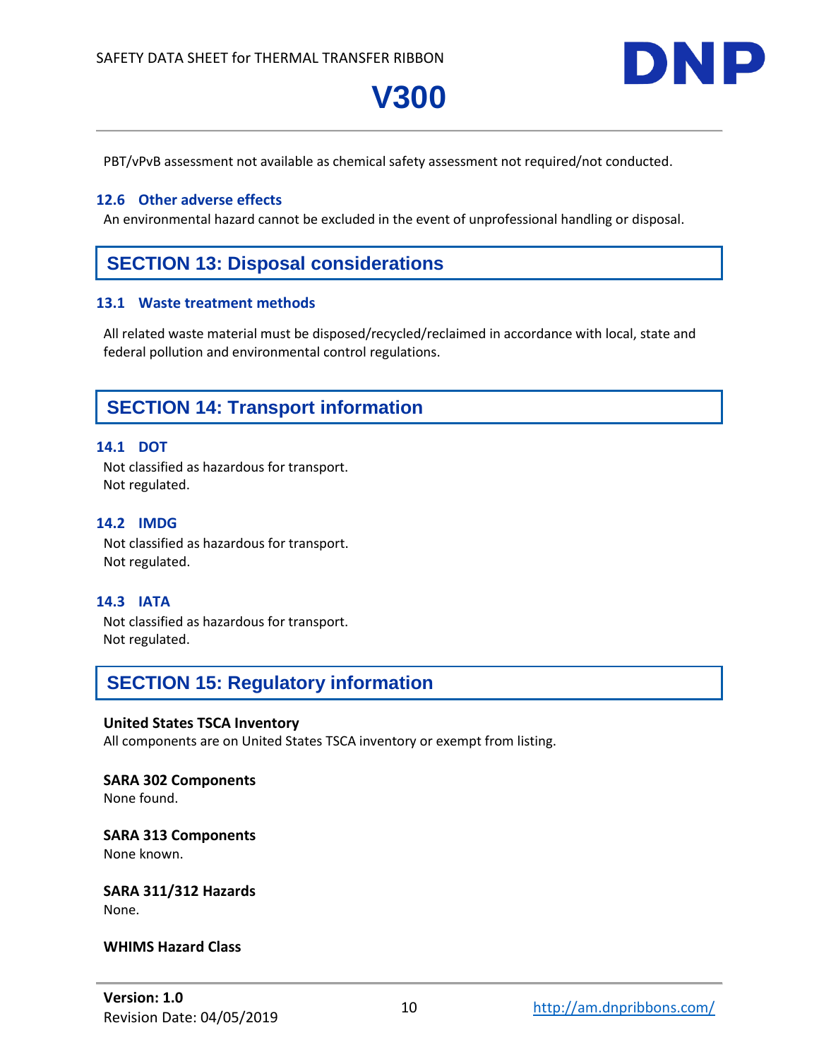PBT/vPvB assessment not available as chemical safety assessment not required/not conducted.

### 12.6 Other adverse effects

An environmental hazard cannot be excluded in the event of unprofessional handling or disposal.

## SECTION 13: Disposal considerations

### 13.1 Waste treatment methods

All related waste material must be disposed/recycled/reclaimed in accordance with local, state and federal pollution and environmental control regulations.

## SECTION 14: Transport information

### 14.1 DOT

Not classified as hazardous for transport.
Not regulated.

### 14.2 IMDG

Not classified as hazardous for transport.
Not regulated.

### 14.3 IATA

Not classified as hazardous for transport.
Not regulated.

## SECTION 15: Regulatory information

**United States TSCA Inventory**
All components are on United States TSCA inventory or exempt from listing.

**SARA 302 Components**
None found.

**SARA 313 Components**
None known.

**SARA 311/312 Hazards**
None.

**WHIMS Hazard Class**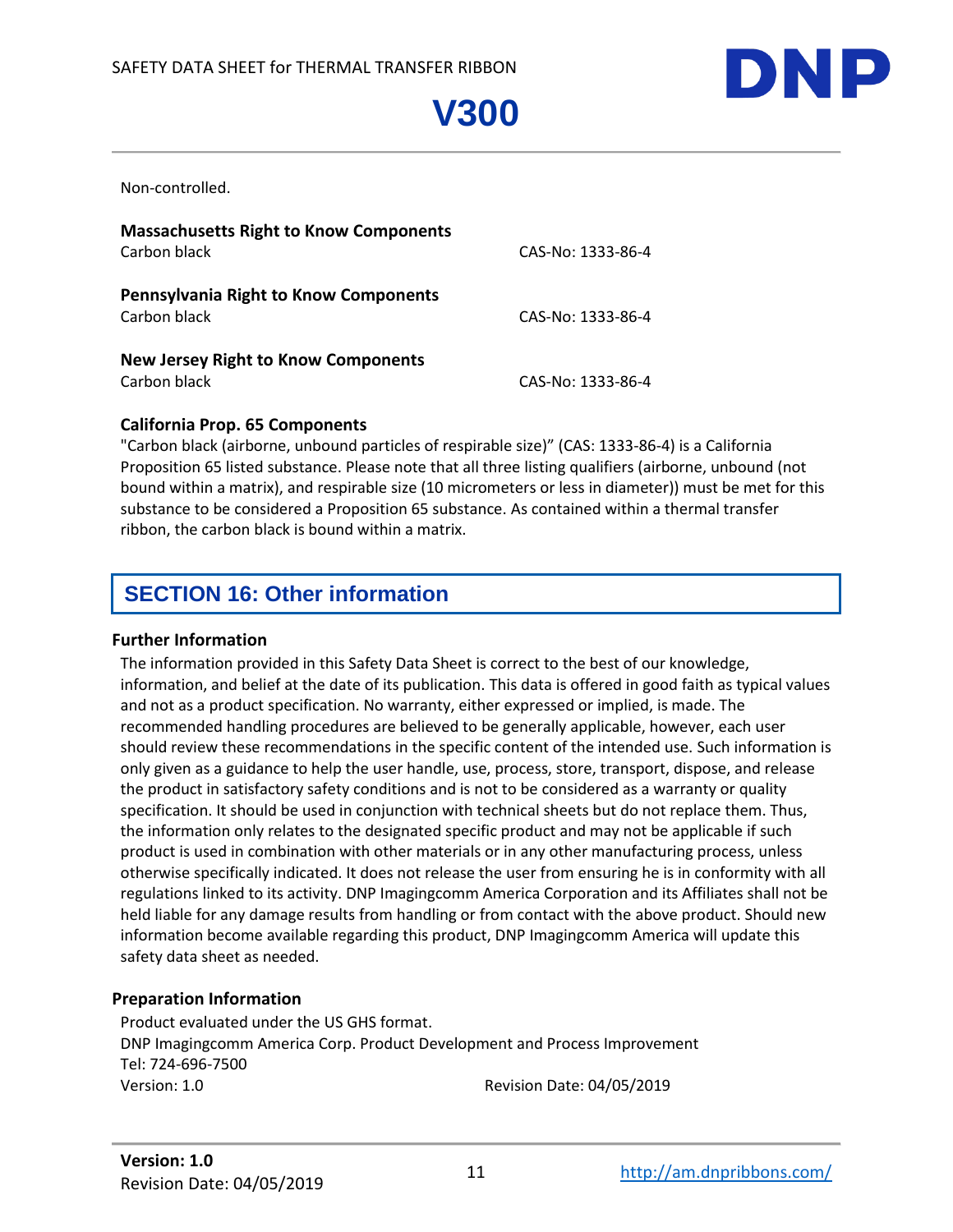Non-controlled.

**Massachusetts Right to Know Components**

| | |
|---|---|
| Carbon black | CAS-No: 1333-86-4 |

**Pennsylvania Right to Know Components**

| | |
|---|---|
| Carbon black | CAS-No: 1333-86-4 |

**New Jersey Right to Know Components**

| | |
|---|---|
| Carbon black | CAS-No: 1333-86-4 |

**California Prop. 65 Components**

"Carbon black (airborne, unbound particles of respirable size)" (CAS: 1333-86-4) is a California Proposition 65 listed substance. Please note that all three listing qualifiers (airborne, unbound (not bound within a matrix), and respirable size (10 micrometers or less in diameter)) must be met for this substance to be considered a Proposition 65 substance. As contained within a thermal transfer ribbon, the carbon black is bound within a matrix.

## SECTION 16: Other information

**Further Information**

The information provided in this Safety Data Sheet is correct to the best of our knowledge, information, and belief at the date of its publication. This data is offered in good faith as typical values and not as a product specification. No warranty, either expressed or implied, is made. The recommended handling procedures are believed to be generally applicable, however, each user should review these recommendations in the specific content of the intended use. Such information is only given as a guidance to help the user handle, use, process, store, transport, dispose, and release the product in satisfactory safety conditions and is not to be considered as a warranty or quality specification. It should be used in conjunction with technical sheets but do not replace them. Thus, the information only relates to the designated specific product and may not be applicable if such product is used in combination with other materials or in any other manufacturing process, unless otherwise specifically indicated. It does not release the user from ensuring he is in conformity with all regulations linked to its activity. DNP Imagingcomm America Corporation and its Affiliates shall not be held liable for any damage results from handling or from contact with the above product. Should new information become available regarding this product, DNP Imagingcomm America will update this safety data sheet as needed.

**Preparation Information**

Product evaluated under the US GHS format.
DNP Imagingcomm America Corp. Product Development and Process Improvement
Tel: 724-696-7500
Version: 1.0 Revision Date: 04/05/2019